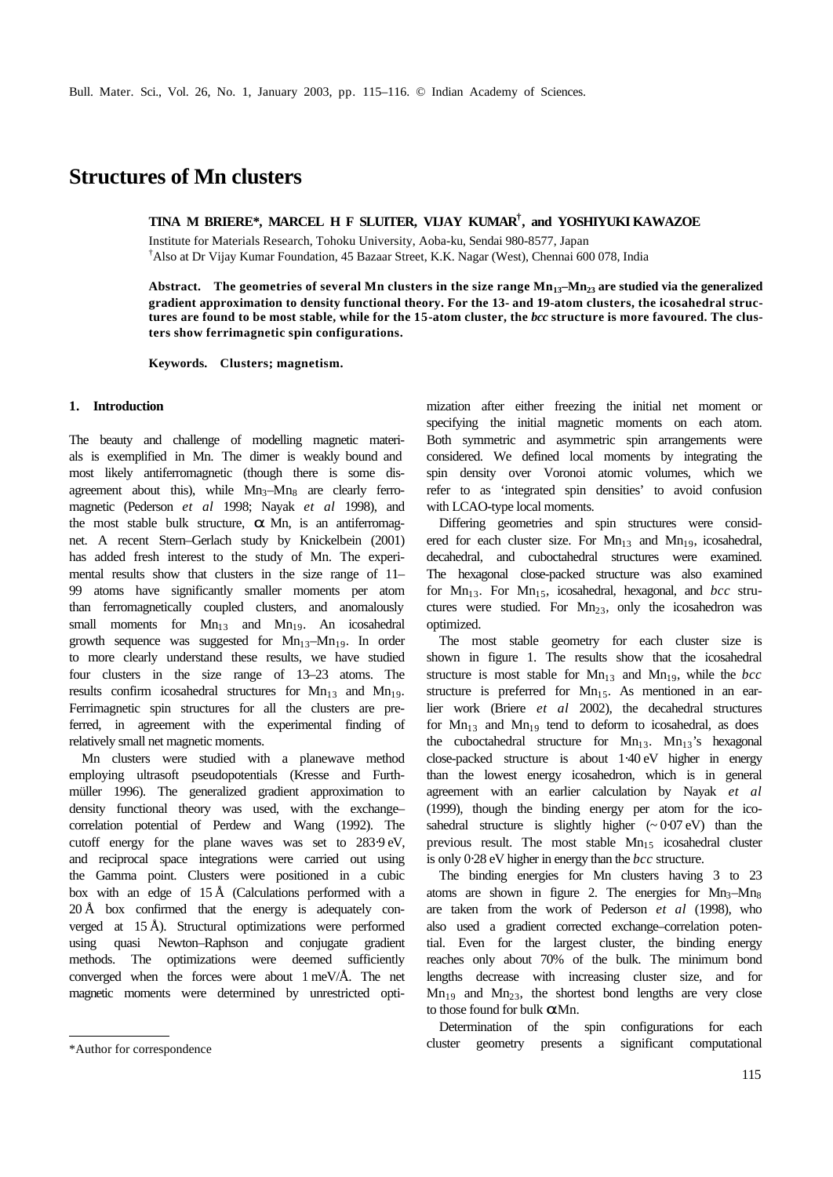# Structures of Mn clusters

**TINA M BRIERE\*, MARCEL H F SLUITER, VIJAY KUMAR[†], and YOSHIYUKI KAWAZOE**

Institute for Materials Research, Tohoku University, Aoba-ku, Sendai 980-8577, Japan
[†]Also at Dr Vijay Kumar Foundation, 45 Bazaar Street, K.K. Nagar (West), Chennai 600 078, India

**Abstract. The geometries of several Mn clusters in the size range $Mn_{13}$–$Mn_{23}$ are studied via the generalized gradient approximation to density functional theory. For the 13- and 19-atom clusters, the icosahedral structures are found to be most stable, while for the 15-atom cluster, the *bcc* structure is more favoured. The clusters show ferrimagnetic spin configurations.**

**Keywords. Clusters; magnetism.**

## 1. Introduction

The beauty and challenge of modelling magnetic materials is exemplified in Mn. The dimer is weakly bound and most likely antiferromagnetic (though there is some disagreement about this), while $Mn_3$–$Mn_8$ are clearly ferromagnetic (Pederson *et al* 1998; Nayak *et al* 1998), and the most stable bulk structure, α Mn, is an antiferromagnet. A recent Stern–Gerlach study by Knickelbein (2001) has added fresh interest to the study of Mn. The experimental results show that clusters in the size range of 11–99 atoms have significantly smaller moments per atom than ferromagnetically coupled clusters, and anomalously small moments for $Mn_{13}$ and $Mn_{19}$. An icosahedral growth sequence was suggested for $Mn_{13}$–$Mn_{19}$. In order to more clearly understand these results, we have studied four clusters in the size range of 13–23 atoms. The results confirm icosahedral structures for $Mn_{13}$ and $Mn_{19}$. Ferrimagnetic spin structures for all the clusters are preferred, in agreement with the experimental finding of relatively small net magnetic moments.

Mn clusters were studied with a planewave method employing ultrasoft pseudopotentials (Kresse and Furthmüller 1996). The generalized gradient approximation to density functional theory was used, with the exchange–correlation potential of Perdew and Wang (1992). The cutoff energy for the plane waves was set to 283·9 eV, and reciprocal space integrations were carried out using the Gamma point. Clusters were positioned in a cubic box with an edge of 15 Å (Calculations performed with a 20 Å box confirmed that the energy is adequately converged at 15 Å). Structural optimizations were performed using quasi Newton–Raphson and conjugate gradient methods. The optimizations were deemed sufficiently converged when the forces were about 1 meV/Å. The net magnetic moments were determined by unrestricted optimization after either freezing the initial net moment or specifying the initial magnetic moments on each atom. Both symmetric and asymmetric spin arrangements were considered. We defined local moments by integrating the spin density over Voronoi atomic volumes, which we refer to as 'integrated spin densities' to avoid confusion with LCAO-type local moments.

Differing geometries and spin structures were considered for each cluster size. For $Mn_{13}$ and $Mn_{19}$, icosahedral, decahedral, and cuboctahedral structures were examined. The hexagonal close-packed structure was also examined for $Mn_{13}$. For $Mn_{15}$, icosahedral, hexagonal, and *bcc* structures were studied. For $Mn_{23}$, only the icosahedron was optimized.

The most stable geometry for each cluster size is shown in figure 1. The results show that the icosahedral structure is most stable for $Mn_{13}$ and $Mn_{19}$, while the *bcc* structure is preferred for $Mn_{15}$. As mentioned in an earlier work (Briere *et al* 2002), the decahedral structures for $Mn_{13}$ and $Mn_{19}$ tend to deform to icosahedral, as does the cuboctahedral structure for $Mn_{13}$. $Mn_{13}$'s hexagonal close-packed structure is about 1·40 eV higher in energy than the lowest energy icosahedron, which is in general agreement with an earlier calculation by Nayak *et al* (1999), though the binding energy per atom for the icosahedral structure is slightly higher (~ 0·07 eV) than the previous result. The most stable $Mn_{15}$ icosahedral cluster is only 0·28 eV higher in energy than the *bcc* structure.

The binding energies for Mn clusters having 3 to 23 atoms are shown in figure 2. The energies for $Mn_3$–$Mn_8$ are taken from the work of Pederson *et al* (1998), who also used a gradient corrected exchange–correlation potential. Even for the largest cluster, the binding energy reaches only about 70% of the bulk. The minimum bond lengths decrease with increasing cluster size, and for $Mn_{19}$ and $Mn_{23}$, the shortest bond lengths are very close to those found for bulk αMn.

Determination of the spin configurations for each cluster geometry presents a significant computational

\*Author for correspondence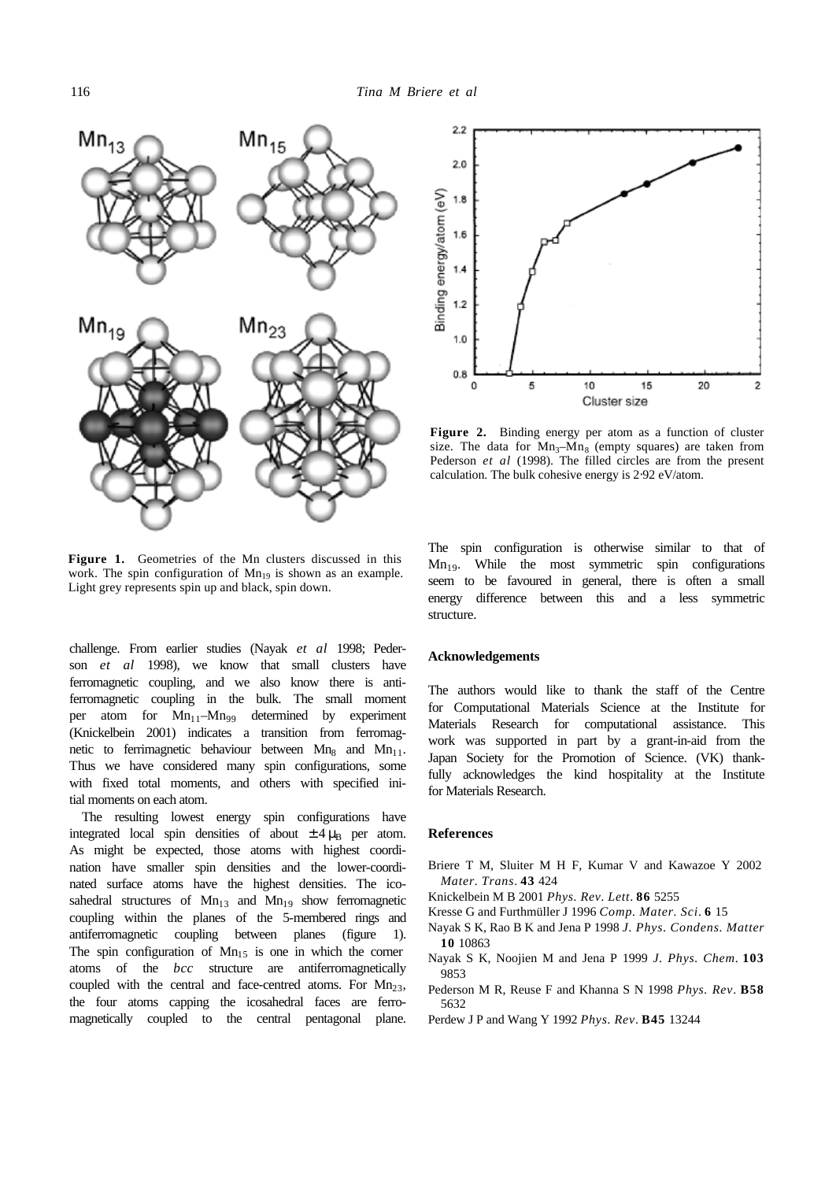$Mn_{13}$

$Mn_{15}$

$Mn_{19}$

$Mn_{23}$

**Figure 1.** Geometries of the Mn clusters discussed in this work. The spin configuration of $Mn_{19}$ is shown as an example. Light grey represents spin up and black, spin down.

Binding energy/atom (eV)

2.2
2.0
1.8
1.6
1.4
1.2
1.0
0.8

0
5
10
15
20
2

Cluster size

**Figure 2.** Binding energy per atom as a function of cluster size. The data for $Mn_3$–$Mn_8$ (empty squares) are taken from Pederson *et al* (1998). The filled circles are from the present calculation. The bulk cohesive energy is 2·92 eV/atom.

challenge. From earlier studies (Nayak *et al* 1998; Pederson *et al* 1998), we know that small clusters have ferromagnetic coupling, and we also know there is antiferromagnetic coupling in the bulk. The small moment per atom for $Mn_{11}$–$Mn_{99}$ determined by experiment (Knickelbein 2001) indicates a transition from ferromagnetic to ferrimagnetic behaviour between $Mn_8$ and $Mn_{11}$. Thus we have considered many spin configurations, some with fixed total moments, and others with specified initial moments on each atom.

The resulting lowest energy spin configurations have integrated local spin densities of about $\pm 4\,\mu_B$ per atom. As might be expected, those atoms with highest coordination have smaller spin densities and the lower-coordinated surface atoms have the highest densities. The icosahedral structures of $Mn_{13}$ and $Mn_{19}$ show ferromagnetic coupling within the planes of the 5-membered rings and antiferromagnetic coupling between planes (figure 1). The spin configuration of $Mn_{15}$ is one in which the corner atoms of the *bcc* structure are antiferromagnetically coupled with the central and face-centred atoms. For $Mn_{23}$, the four atoms capping the icosahedral faces are ferromagnetically coupled to the central pentagonal plane. The spin configuration is otherwise similar to that of $Mn_{19}$. While the most symmetric spin configurations seem to be favoured in general, there is often a small energy difference between this and a less symmetric structure.

## Acknowledgements

The authors would like to thank the staff of the Centre for Computational Materials Science at the Institute for Materials Research for computational assistance. This work was supported in part by a grant-in-aid from the Japan Society for the Promotion of Science. (VK) thankfully acknowledges the kind hospitality at the Institute for Materials Research.

## References

Briere T M, Sluiter M H F, Kumar V and Kawazoe Y 2002 *Mater. Trans.* **43** 424

Knickelbein M B 2001 *Phys. Rev. Lett.* **86** 5255

Kresse G and Furthmüller J 1996 *Comp. Mater. Sci.* **6** 15

Nayak S K, Rao B K and Jena P 1998 *J. Phys. Condens. Matter* **10** 10863

Nayak S K, Noojien M and Jena P 1999 *J. Phys. Chem.* **103** 9853

Pederson M R, Reuse F and Khanna S N 1998 *Phys. Rev.* **B58** 5632

Perdew J P and Wang Y 1992 *Phys. Rev.* **B45** 13244